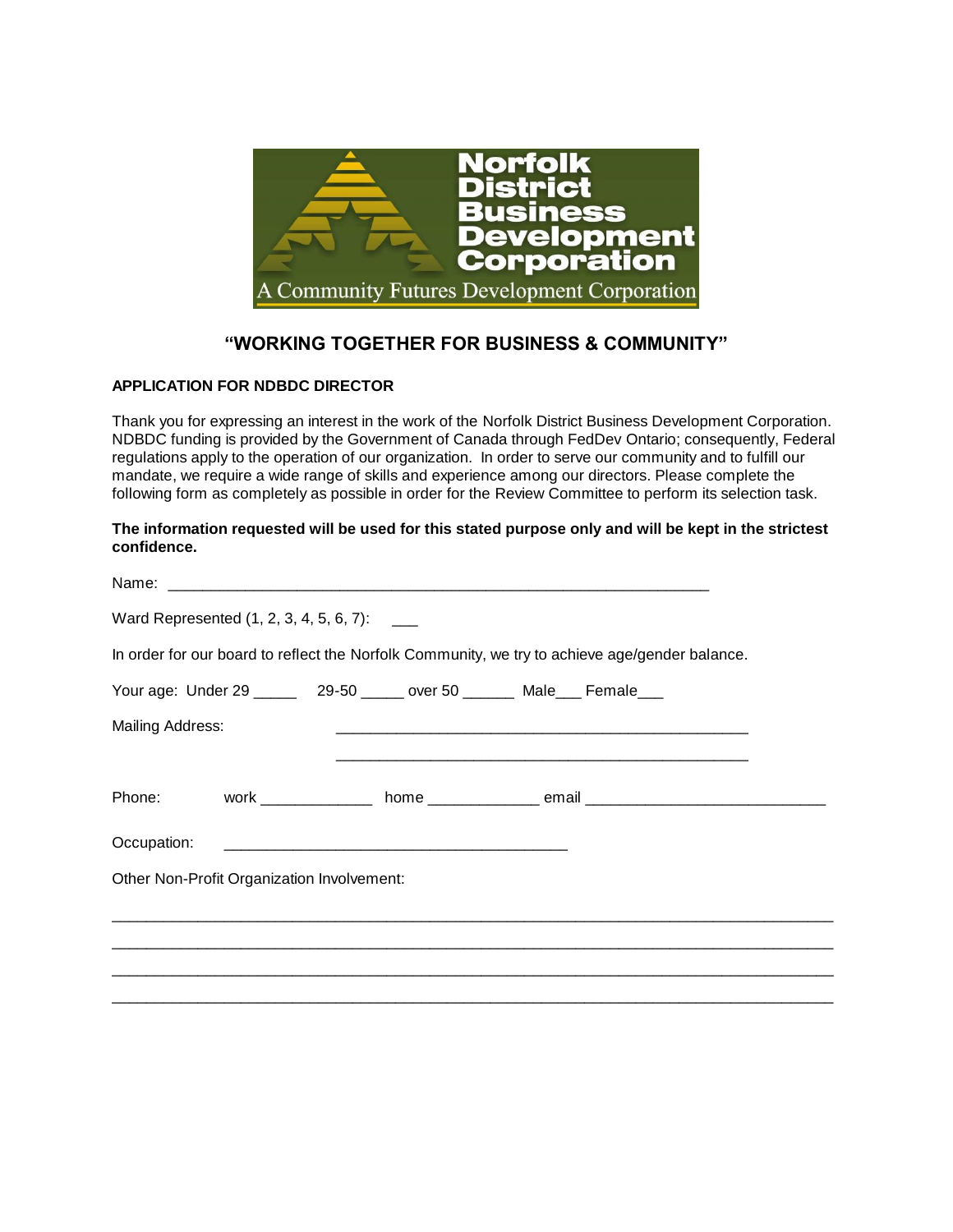Norfolk District Business Development Corporation

A Community Futures Development Corporation

## "WORKING TOGETHER FOR BUSINESS & COMMUNITY"

**APPLICATION FOR NDBDC DIRECTOR**

Thank you for expressing an interest in the work of the Norfolk District Business Development Corporation. NDBDC funding is provided by the Government of Canada through FedDev Ontario; consequently, Federal regulations apply to the operation of our organization. In order to serve our community and to fulfill our mandate, we require a wide range of skills and experience among our directors. Please complete the following form as completely as possible in order for the Review Committee to perform its selection task.

**The information requested will be used for this stated purpose only and will be kept in the strictest confidence.**

Name: ____________________________________________________________

Ward Represented (1, 2, 3, 4, 5, 6, 7): ___

In order for our board to reflect the Norfolk Community, we try to achieve age/gender balance.

Your age: Under 29 _____ 29-50 _____ over 50 ______ Male___ Female___

Mailing Address: ______________________________________________

______________________________________________

Phone: work _____________ home _____________ email ___________________________

Occupation: ______________________________________

Other Non-Profit Organization Involvement:

________________________________________________________________________________

________________________________________________________________________________

________________________________________________________________________________

________________________________________________________________________________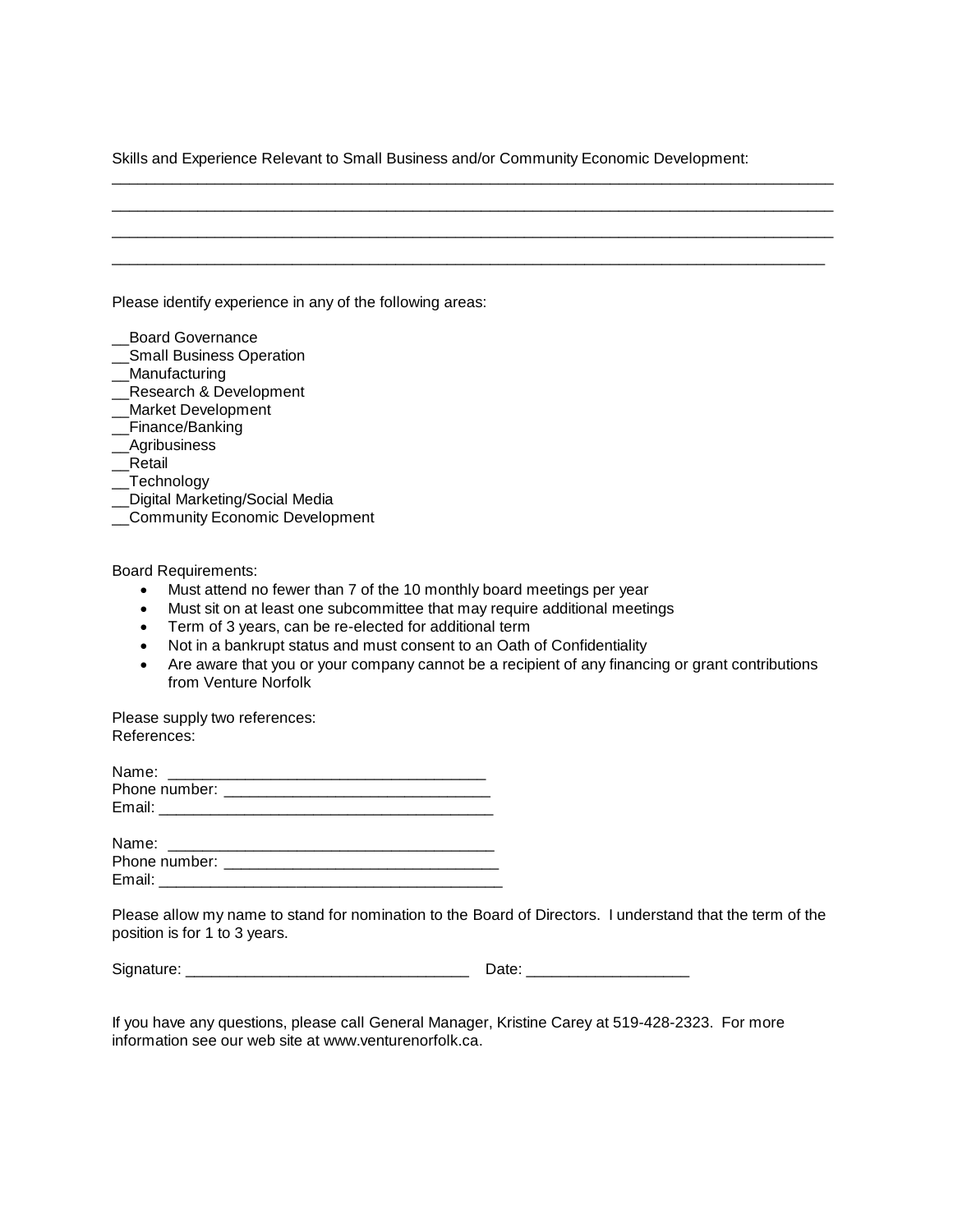Skills and Experience Relevant to Small Business and/or Community Economic Development:

_______________________________________________________________________________________
_______________________________________________________________________________________
_______________________________________________________________________________________
______________________________________________________________________________________

Please identify experience in any of the following areas:

__Board Governance  
__Small Business Operation  
__Manufacturing  
__Research & Development  
__Market Development  
__Finance/Banking  
__Agribusiness  
__Retail  
__Technology  
__Digital Marketing/Social Media  
__Community Economic Development

Board Requirements:

- Must attend no fewer than 7 of the 10 monthly board meetings per year
- Must sit on at least one subcommittee that may require additional meetings
- Term of 3 years, can be re-elected for additional term
- Not in a bankrupt status and must consent to an Oath of Confidentiality
- Are aware that you or your company cannot be a recipient of any financing or grant contributions from Venture Norfolk

Please supply two references:  
References:

Name: _____________________________________  
Phone number: _______________________________  
Email: ________________________________________

Name: ______________________________________  
Phone number: ________________________________  
Email: _________________________________________

Please allow my name to stand for nomination to the Board of Directors. I understand that the term of the position is for 1 to 3 years.

Signature: _________________________________ Date: ___________________

If you have any questions, please call General Manager, Kristine Carey at 519-428-2323. For more information see our web site at www.venturenorfolk.ca.